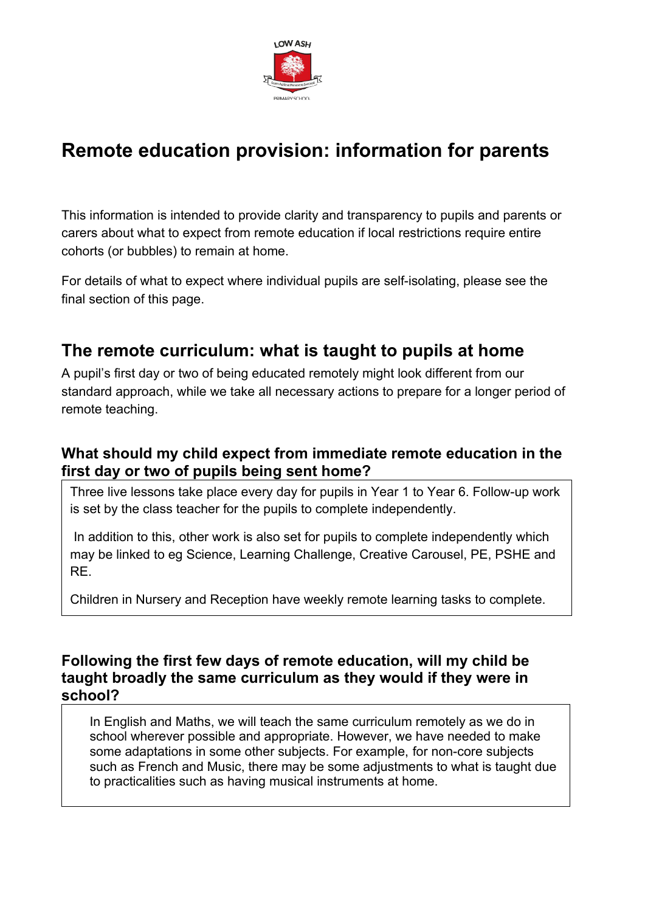# Remote education provision: information for parents

This information is intended to provide clarity and transparency to pupils and parents or carers about what to expect from remote education if local restrictions require entire cohorts (or bubbles) to remain at home.

For details of what to expect where individual pupils are self-isolating, please see the final section of this page.

## The remote curriculum: what is taught to pupils at home

A pupil's first day or two of being educated remotely might look different from our standard approach, while we take all necessary actions to prepare for a longer period of remote teaching.

### What should my child expect from immediate remote education in the first day or two of pupils being sent home?

Three live lessons take place every day for pupils in Year 1 to Year 6. Follow-up work is set by the class teacher for the pupils to complete independently.

In addition to this, other work is also set for pupils to complete independently which may be linked to eg Science, Learning Challenge, Creative Carousel, PE, PSHE and RE.

Children in Nursery and Reception have weekly remote learning tasks to complete.

### Following the first few days of remote education, will my child be taught broadly the same curriculum as they would if they were in school?

In English and Maths, we will teach the same curriculum remotely as we do in school wherever possible and appropriate. However, we have needed to make some adaptations in some other subjects. For example, for non-core subjects such as French and Music, there may be some adjustments to what is taught due to practicalities such as having musical instruments at home.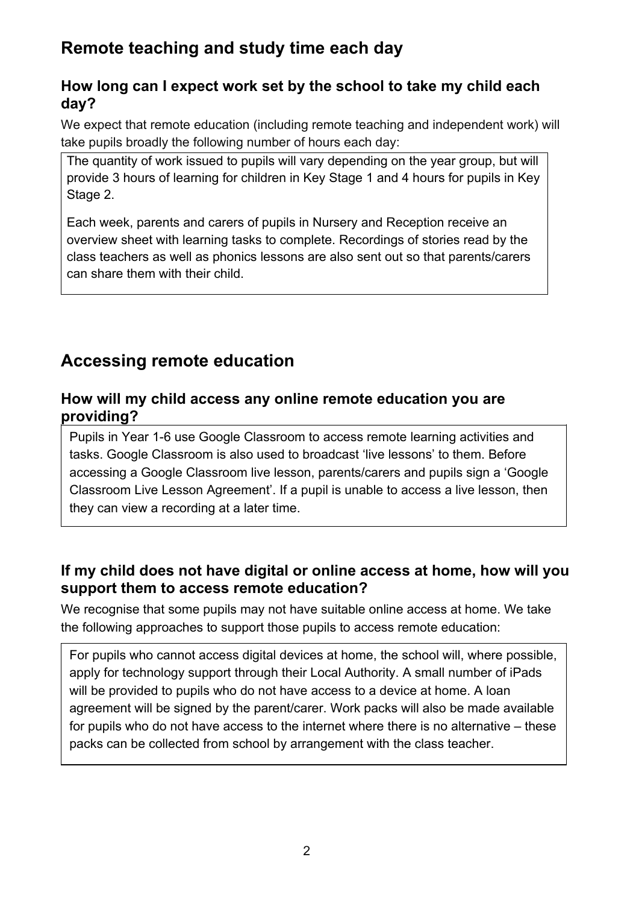## Remote teaching and study time each day

### How long can I expect work set by the school to take my child each day?

We expect that remote education (including remote teaching and independent work) will take pupils broadly the following number of hours each day:

The quantity of work issued to pupils will vary depending on the year group, but will provide 3 hours of learning for children in Key Stage 1 and 4 hours for pupils in Key Stage 2.

Each week, parents and carers of pupils in Nursery and Reception receive an overview sheet with learning tasks to complete. Recordings of stories read by the class teachers as well as phonics lessons are also sent out so that parents/carers can share them with their child.

## Accessing remote education

### How will my child access any online remote education you are providing?

Pupils in Year 1-6 use Google Classroom to access remote learning activities and tasks. Google Classroom is also used to broadcast 'live lessons' to them. Before accessing a Google Classroom live lesson, parents/carers and pupils sign a 'Google Classroom Live Lesson Agreement'. If a pupil is unable to access a live lesson, then they can view a recording at a later time.

### If my child does not have digital or online access at home, how will you support them to access remote education?

We recognise that some pupils may not have suitable online access at home. We take the following approaches to support those pupils to access remote education:

For pupils who cannot access digital devices at home, the school will, where possible, apply for technology support through their Local Authority. A small number of iPads will be provided to pupils who do not have access to a device at home. A loan agreement will be signed by the parent/carer. Work packs will also be made available for pupils who do not have access to the internet where there is no alternative – these packs can be collected from school by arrangement with the class teacher.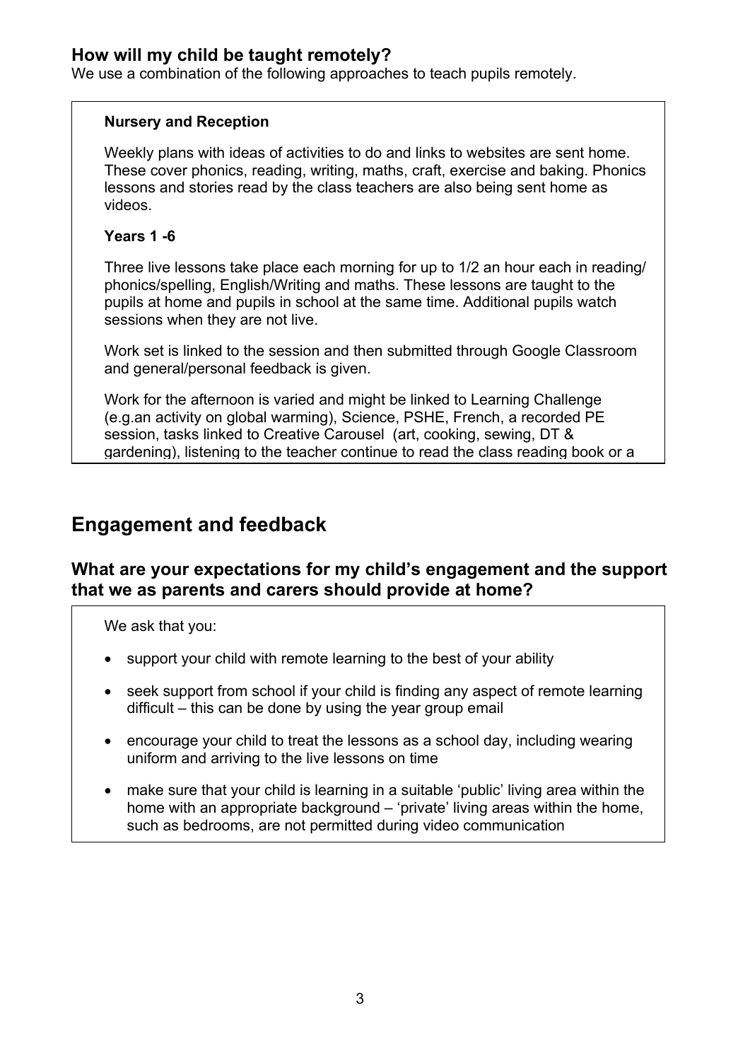### How will my child be taught remotely?

We use a combination of the following approaches to teach pupils remotely.

**Nursery and Reception**

Weekly plans with ideas of activities to do and links to websites are sent home. These cover phonics, reading, writing, maths, craft, exercise and baking. Phonics lessons and stories read by the class teachers are also being sent home as videos.

**Years 1 -6**

Three live lessons take place each morning for up to 1/2 an hour each in reading/ phonics/spelling, English/Writing and maths. These lessons are taught to the pupils at home and pupils in school at the same time. Additional pupils watch sessions when they are not live.

Work set is linked to the session and then submitted through Google Classroom and general/personal feedback is given.

Work for the afternoon is varied and might be linked to Learning Challenge (e.g.an activity on global warming), Science, PSHE, French, a recorded PE session, tasks linked to Creative Carousel (art, cooking, sewing, DT & gardening), listening to the teacher continue to read the class reading book or a

## Engagement and feedback

### What are your expectations for my child's engagement and the support that we as parents and carers should provide at home?

We ask that you:

- support your child with remote learning to the best of your ability
- seek support from school if your child is finding any aspect of remote learning difficult – this can be done by using the year group email
- encourage your child to treat the lessons as a school day, including wearing uniform and arriving to the live lessons on time
- make sure that your child is learning in a suitable 'public' living area within the home with an appropriate background – 'private' living areas within the home, such as bedrooms, are not permitted during video communication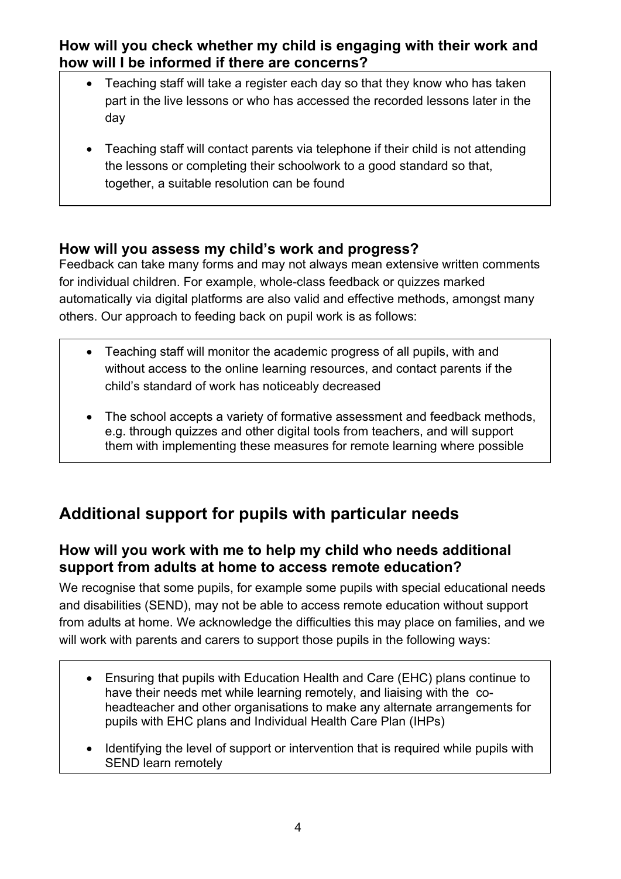### How will you check whether my child is engaging with their work and how will I be informed if there are concerns?

- Teaching staff will take a register each day so that they know who has taken part in the live lessons or who has accessed the recorded lessons later in the day
- Teaching staff will contact parents via telephone if their child is not attending the lessons or completing their schoolwork to a good standard so that, together, a suitable resolution can be found

### How will you assess my child's work and progress?

Feedback can take many forms and may not always mean extensive written comments for individual children. For example, whole-class feedback or quizzes marked automatically via digital platforms are also valid and effective methods, amongst many others. Our approach to feeding back on pupil work is as follows:

- Teaching staff will monitor the academic progress of all pupils, with and without access to the online learning resources, and contact parents if the child's standard of work has noticeably decreased
- The school accepts a variety of formative assessment and feedback methods, e.g. through quizzes and other digital tools from teachers, and will support them with implementing these measures for remote learning where possible

## Additional support for pupils with particular needs

### How will you work with me to help my child who needs additional support from adults at home to access remote education?

We recognise that some pupils, for example some pupils with special educational needs and disabilities (SEND), may not be able to access remote education without support from adults at home. We acknowledge the difficulties this may place on families, and we will work with parents and carers to support those pupils in the following ways:

- Ensuring that pupils with Education Health and Care (EHC) plans continue to have their needs met while learning remotely, and liaising with the co-headteacher and other organisations to make any alternate arrangements for pupils with EHC plans and Individual Health Care Plan (IHPs)
- Identifying the level of support or intervention that is required while pupils with SEND learn remotely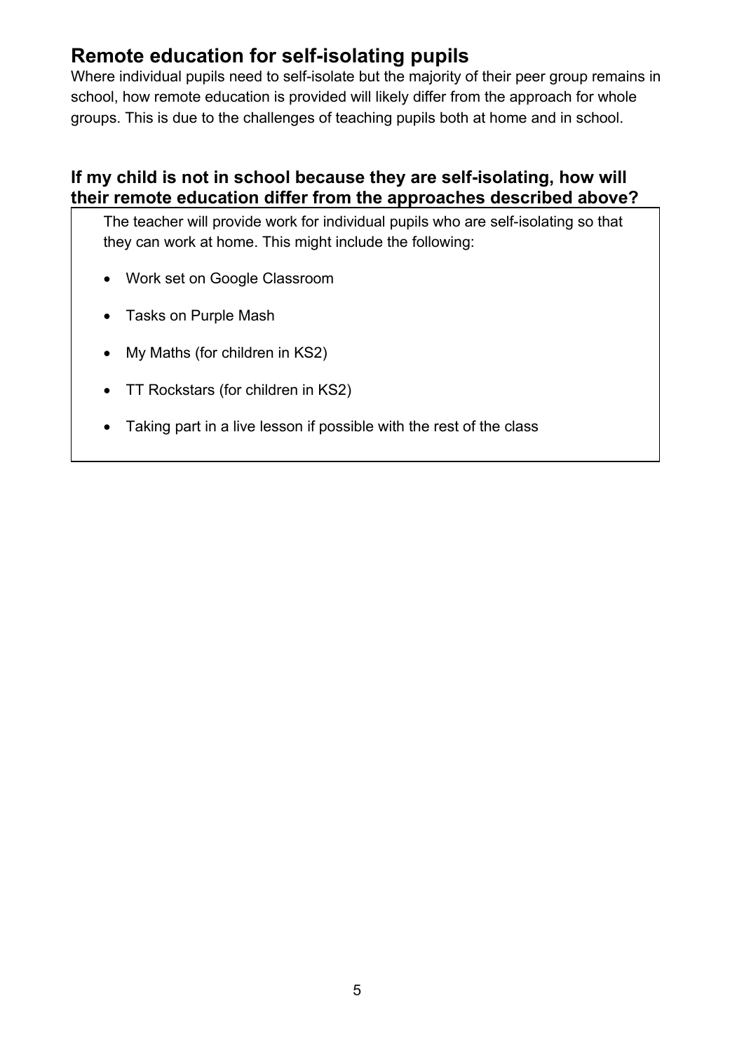## Remote education for self-isolating pupils

Where individual pupils need to self-isolate but the majority of their peer group remains in school, how remote education is provided will likely differ from the approach for whole groups. This is due to the challenges of teaching pupils both at home and in school.

### If my child is not in school because they are self-isolating, how will their remote education differ from the approaches described above?

The teacher will provide work for individual pupils who are self-isolating so that they can work at home. This might include the following:

- Work set on Google Classroom
- Tasks on Purple Mash
- My Maths (for children in KS2)
- TT Rockstars (for children in KS2)
- Taking part in a live lesson if possible with the rest of the class